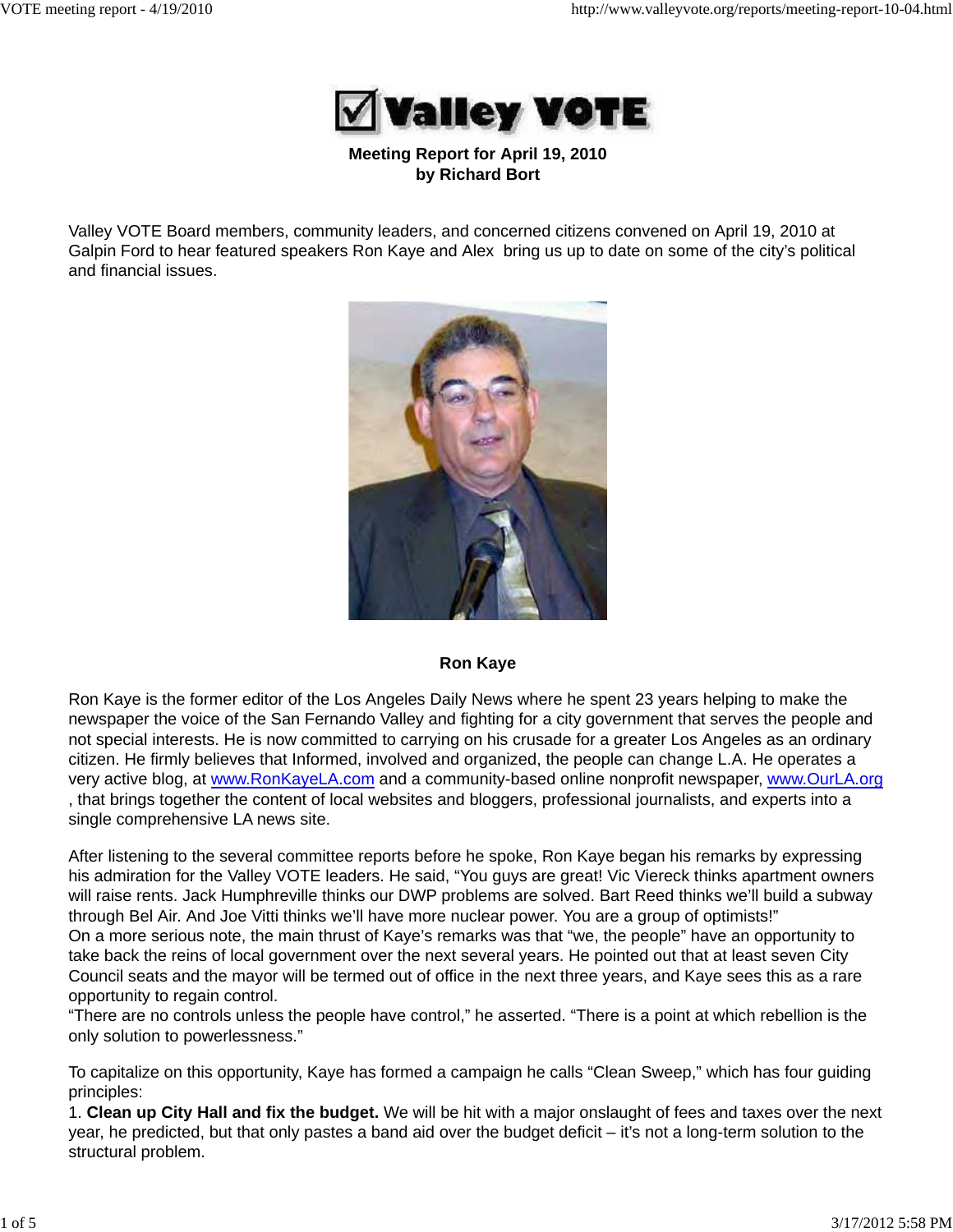# Valley VOTE

**Meeting Report for April 19, 2010**
**by Richard Bort**

Valley VOTE Board members, community leaders, and concerned citizens convened on April 19, 2010 at Galpin Ford to hear featured speakers Ron Kaye and Alex  bring us up to date on some of the city's political and financial issues.

**Ron Kaye**

Ron Kaye is the former editor of the Los Angeles Daily News where he spent 23 years helping to make the newspaper the voice of the San Fernando Valley and fighting for a city government that serves the people and not special interests. He is now committed to carrying on his crusade for a greater Los Angeles as an ordinary citizen. He firmly believes that Informed, involved and organized, the people can change L.A. He operates a very active blog, at www.RonKayeLA.com and a community-based online nonprofit newspaper, www.OurLA.org , that brings together the content of local websites and bloggers, professional journalists, and experts into a single comprehensive LA news site.

After listening to the several committee reports before he spoke, Ron Kaye began his remarks by expressing his admiration for the Valley VOTE leaders. He said, "You guys are great! Vic Viereck thinks apartment owners will raise rents. Jack Humphreville thinks our DWP problems are solved. Bart Reed thinks we'll build a subway through Bel Air. And Joe Vitti thinks we'll have more nuclear power. You are a group of optimists!"
On a more serious note, the main thrust of Kaye's remarks was that "we, the people" have an opportunity to take back the reins of local government over the next several years. He pointed out that at least seven City Council seats and the mayor will be termed out of office in the next three years, and Kaye sees this as a rare opportunity to regain control.
"There are no controls unless the people have control," he asserted. "There is a point at which rebellion is the only solution to powerlessness."

To capitalize on this opportunity, Kaye has formed a campaign he calls "Clean Sweep," which has four guiding principles:
1. **Clean up City Hall and fix the budget.** We will be hit with a major onslaught of fees and taxes over the next year, he predicted, but that only pastes a band aid over the budget deficit – it's not a long-term solution to the structural problem.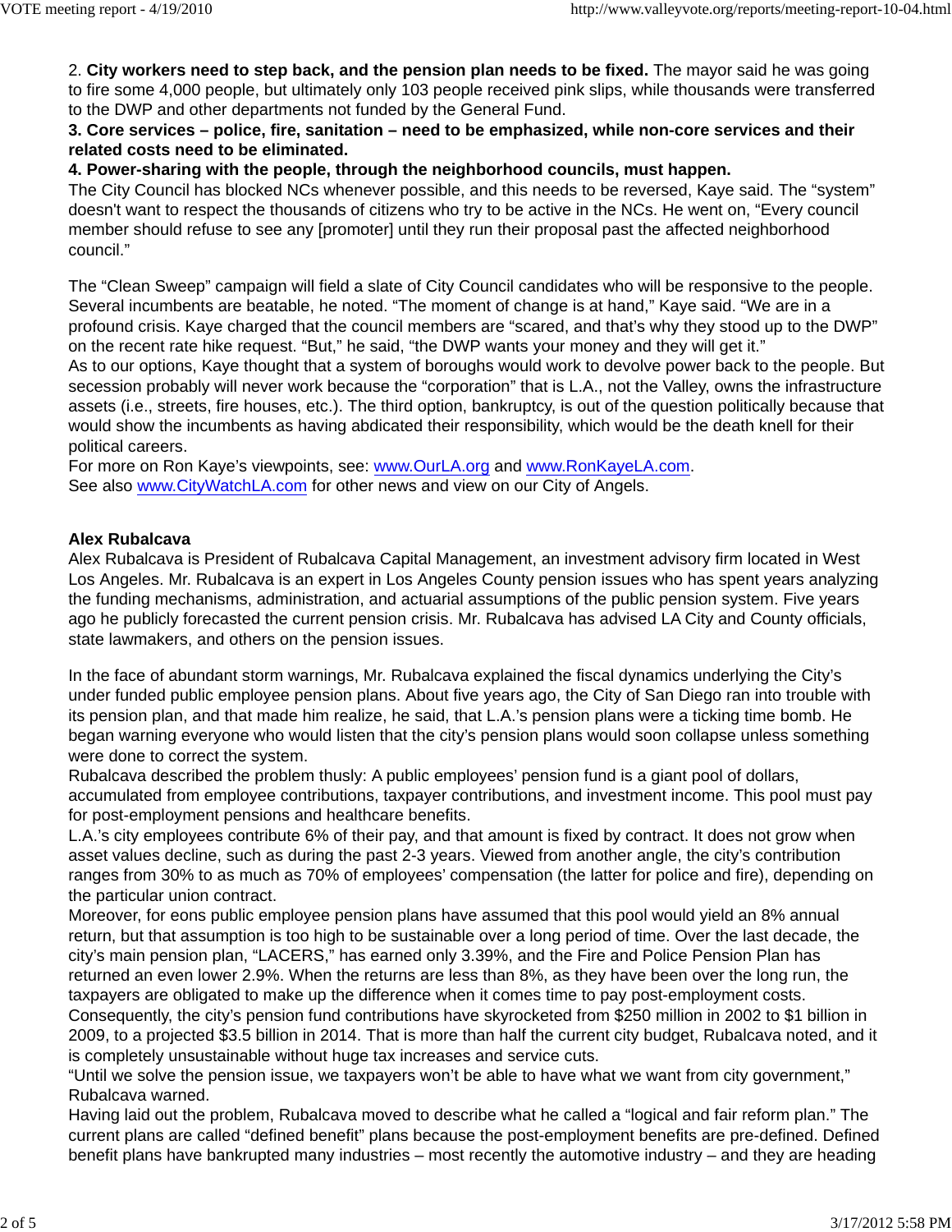2. **City workers need to step back, and the pension plan needs to be fixed.** The mayor said he was going to fire some 4,000 people, but ultimately only 103 people received pink slips, while thousands were transferred to the DWP and other departments not funded by the General Fund.

**3. Core services – police, fire, sanitation – need to be emphasized, while non-core services and their related costs need to be eliminated.**

**4. Power-sharing with the people, through the neighborhood councils, must happen.**

The City Council has blocked NCs whenever possible, and this needs to be reversed, Kaye said. The "system" doesn't want to respect the thousands of citizens who try to be active in the NCs. He went on, "Every council member should refuse to see any [promoter] until they run their proposal past the affected neighborhood council."

The "Clean Sweep" campaign will field a slate of City Council candidates who will be responsive to the people. Several incumbents are beatable, he noted. "The moment of change is at hand," Kaye said. "We are in a profound crisis. Kaye charged that the council members are "scared, and that's why they stood up to the DWP" on the recent rate hike request. "But," he said, "the DWP wants your money and they will get it."

As to our options, Kaye thought that a system of boroughs would work to devolve power back to the people. But secession probably will never work because the "corporation" that is L.A., not the Valley, owns the infrastructure assets (i.e., streets, fire houses, etc.). The third option, bankruptcy, is out of the question politically because that would show the incumbents as having abdicated their responsibility, which would be the death knell for their political careers.

For more on Ron Kaye's viewpoints, see: www.OurLA.org and www.RonKayeLA.com.

See also www.CityWatchLA.com for other news and view on our City of Angels.

**Alex Rubalcava**

Alex Rubalcava is President of Rubalcava Capital Management, an investment advisory firm located in West Los Angeles. Mr. Rubalcava is an expert in Los Angeles County pension issues who has spent years analyzing the funding mechanisms, administration, and actuarial assumptions of the public pension system. Five years ago he publicly forecasted the current pension crisis. Mr. Rubalcava has advised LA City and County officials, state lawmakers, and others on the pension issues.

In the face of abundant storm warnings, Mr. Rubalcava explained the fiscal dynamics underlying the City's under funded public employee pension plans. About five years ago, the City of San Diego ran into trouble with its pension plan, and that made him realize, he said, that L.A.'s pension plans were a ticking time bomb. He began warning everyone who would listen that the city's pension plans would soon collapse unless something were done to correct the system.

Rubalcava described the problem thusly: A public employees' pension fund is a giant pool of dollars, accumulated from employee contributions, taxpayer contributions, and investment income. This pool must pay for post-employment pensions and healthcare benefits.

L.A.'s city employees contribute 6% of their pay, and that amount is fixed by contract. It does not grow when asset values decline, such as during the past 2-3 years. Viewed from another angle, the city's contribution ranges from 30% to as much as 70% of employees' compensation (the latter for police and fire), depending on the particular union contract.

Moreover, for eons public employee pension plans have assumed that this pool would yield an 8% annual return, but that assumption is too high to be sustainable over a long period of time. Over the last decade, the city's main pension plan, "LACERS," has earned only 3.39%, and the Fire and Police Pension Plan has returned an even lower 2.9%. When the returns are less than 8%, as they have been over the long run, the taxpayers are obligated to make up the difference when it comes time to pay post-employment costs.

Consequently, the city's pension fund contributions have skyrocketed from $250 million in 2002 to $1 billion in 2009, to a projected $3.5 billion in 2014. That is more than half the current city budget, Rubalcava noted, and it is completely unsustainable without huge tax increases and service cuts.

"Until we solve the pension issue, we taxpayers won't be able to have what we want from city government," Rubalcava warned.

Having laid out the problem, Rubalcava moved to describe what he called a "logical and fair reform plan." The current plans are called "defined benefit" plans because the post-employment benefits are pre-defined. Defined benefit plans have bankrupted many industries – most recently the automotive industry – and they are heading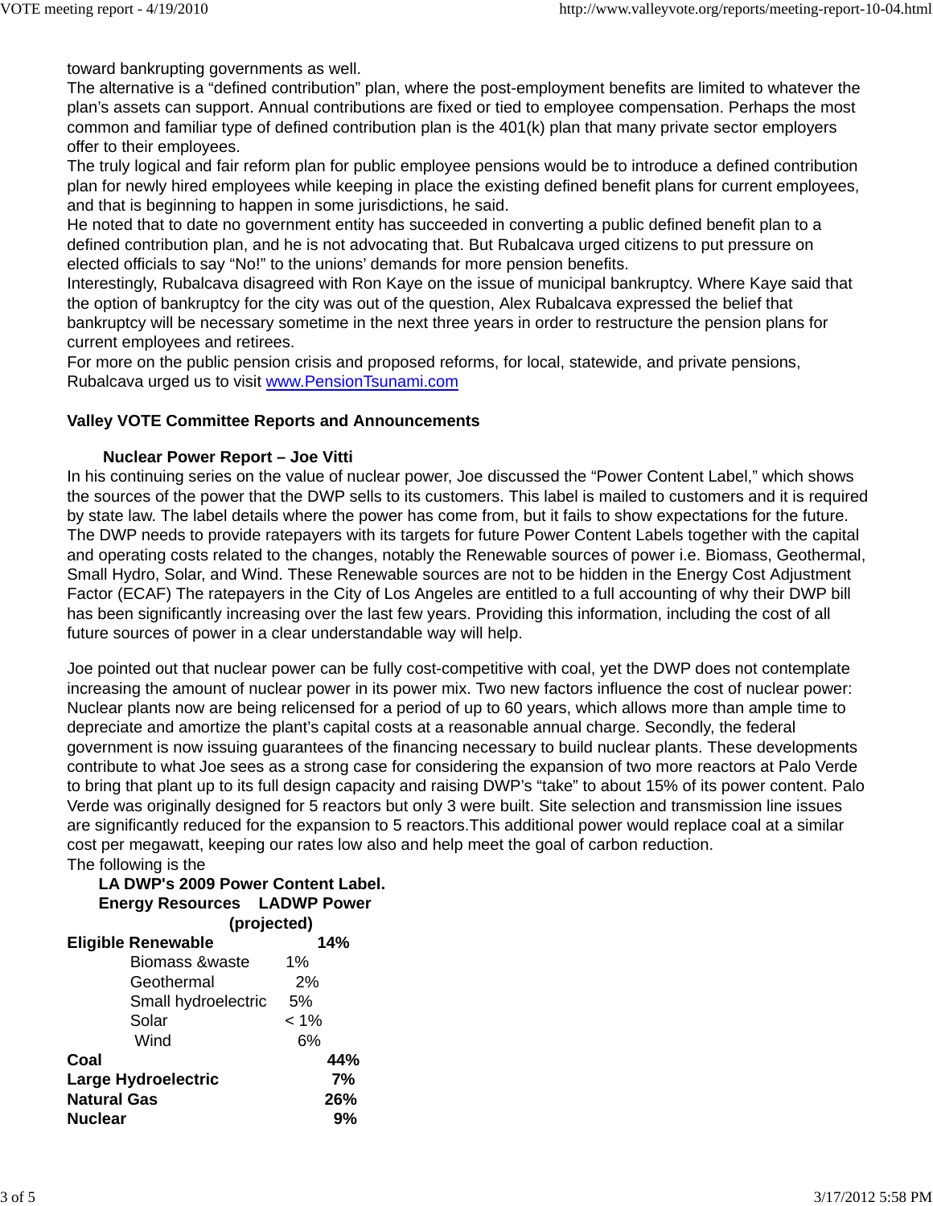toward bankrupting governments as well.

The alternative is a “defined contribution” plan, where the post-employment benefits are limited to whatever the plan’s assets can support. Annual contributions are fixed or tied to employee compensation. Perhaps the most common and familiar type of defined contribution plan is the 401(k) plan that many private sector employers offer to their employees.

The truly logical and fair reform plan for public employee pensions would be to introduce a defined contribution plan for newly hired employees while keeping in place the existing defined benefit plans for current employees, and that is beginning to happen in some jurisdictions, he said.

He noted that to date no government entity has succeeded in converting a public defined benefit plan to a defined contribution plan, and he is not advocating that. But Rubalcava urged citizens to put pressure on elected officials to say “No!” to the unions’ demands for more pension benefits.

Interestingly, Rubalcava disagreed with Ron Kaye on the issue of municipal bankruptcy. Where Kaye said that the option of bankruptcy for the city was out of the question, Alex Rubalcava expressed the belief that bankruptcy will be necessary sometime in the next three years in order to restructure the pension plans for current employees and retirees.

For more on the public pension crisis and proposed reforms, for local, statewide, and private pensions, Rubalcava urged us to visit www.PensionTsunami.com

## Valley VOTE Committee Reports and Announcements

### Nuclear Power Report – Joe Vitti

In his continuing series on the value of nuclear power, Joe discussed the “Power Content Label,” which shows the sources of the power that the DWP sells to its customers. This label is mailed to customers and it is required by state law. The label details where the power has come from, but it fails to show expectations for the future. The DWP needs to provide ratepayers with its targets for future Power Content Labels together with the capital and operating costs related to the changes, notably the Renewable sources of power i.e. Biomass, Geothermal, Small Hydro, Solar, and Wind. These Renewable sources are not to be hidden in the Energy Cost Adjustment Factor (ECAF) The ratepayers in the City of Los Angeles are entitled to a full accounting of why their DWP bill has been significantly increasing over the last few years. Providing this information, including the cost of all future sources of power in a clear understandable way will help.

Joe pointed out that nuclear power can be fully cost-competitive with coal, yet the DWP does not contemplate increasing the amount of nuclear power in its power mix. Two new factors influence the cost of nuclear power: Nuclear plants now are being relicensed for a period of up to 60 years, which allows more than ample time to depreciate and amortize the plant’s capital costs at a reasonable annual charge. Secondly, the federal government is now issuing guarantees of the financing necessary to build nuclear plants. These developments contribute to what Joe sees as a strong case for considering the expansion of two more reactors at Palo Verde to bring that plant up to its full design capacity and raising DWP’s “take” to about 15% of its power content. Palo Verde was originally designed for 5 reactors but only 3 were built. Site selection and transmission line issues are significantly reduced for the expansion to 5 reactors.This additional power would replace coal at a similar cost per megawatt, keeping our rates low also and help meet the goal of carbon reduction.

The following is the

**LA DWP's 2009 Power Content Label.**

| **Energy Resources** | **LADWP Power (projected)** |
|---|---|
| **Eligible Renewable** | **14%** |
| Biomass &waste | 1% |
| Geothermal | 2% |
| Small hydroelectric | 5% |
| Solar | < 1% |
| Wind | 6% |
| **Coal** | **44%** |
| **Large Hydroelectric** | **7%** |
| **Natural Gas** | **26%** |
| **Nuclear** | **9%** |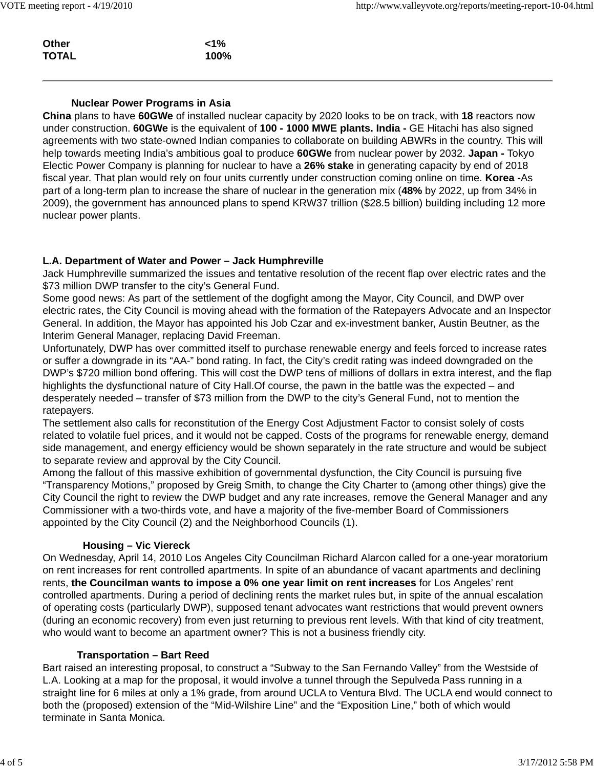| | |
|---|---|
| **Other** | **<1%** |
| **TOTAL** | **100%** |

---

### Nuclear Power Programs in Asia

**China** plans to have **60GWe** of installed nuclear capacity by 2020 looks to be on track, with **18** reactors now under construction. **60GWe** is the equivalent of **100 - 1000 MWE plants. India -** GE Hitachi has also signed agreements with two state-owned Indian companies to collaborate on building ABWRs in the country. This will help towards meeting India's ambitious goal to produce **60GWe** from nuclear power by 2032. **Japan -** Tokyo Electic Power Company is planning for nuclear to have a **26% stake** in generating capacity by end of 2018 fiscal year. That plan would rely on four units currently under construction coming online on time. **Korea -**As part of a long-term plan to increase the share of nuclear in the generation mix (**48%** by 2022, up from 34% in 2009), the government has announced plans to spend KRW37 trillion ($28.5 billion) building including 12 more nuclear power plants.

### L.A. Department of Water and Power – Jack Humphreville

Jack Humphreville summarized the issues and tentative resolution of the recent flap over electric rates and the $73 million DWP transfer to the city's General Fund.

Some good news: As part of the settlement of the dogfight among the Mayor, City Council, and DWP over electric rates, the City Council is moving ahead with the formation of the Ratepayers Advocate and an Inspector General. In addition, the Mayor has appointed his Job Czar and ex-investment banker, Austin Beutner, as the Interim General Manager, replacing David Freeman.

Unfortunately, DWP has over committed itself to purchase renewable energy and feels forced to increase rates or suffer a downgrade in its "AA-" bond rating. In fact, the City's credit rating was indeed downgraded on the DWP's $720 million bond offering. This will cost the DWP tens of millions of dollars in extra interest, and the flap highlights the dysfunctional nature of City Hall.Of course, the pawn in the battle was the expected – and desperately needed – transfer of $73 million from the DWP to the city's General Fund, not to mention the ratepayers.

The settlement also calls for reconstitution of the Energy Cost Adjustment Factor to consist solely of costs related to volatile fuel prices, and it would not be capped. Costs of the programs for renewable energy, demand side management, and energy efficiency would be shown separately in the rate structure and would be subject to separate review and approval by the City Council.

Among the fallout of this massive exhibition of governmental dysfunction, the City Council is pursuing five "Transparency Motions," proposed by Greig Smith, to change the City Charter to (among other things) give the City Council the right to review the DWP budget and any rate increases, remove the General Manager and any Commissioner with a two-thirds vote, and have a majority of the five-member Board of Commissioners appointed by the City Council (2) and the Neighborhood Councils (1).

### Housing – Vic Viereck

On Wednesday, April 14, 2010 Los Angeles City Councilman Richard Alarcon called for a one-year moratorium on rent increases for rent controlled apartments. In spite of an abundance of vacant apartments and declining rents, **the Councilman wants to impose a 0% one year limit on rent increases** for Los Angeles' rent controlled apartments. During a period of declining rents the market rules but, in spite of the annual escalation of operating costs (particularly DWP), supposed tenant advocates want restrictions that would prevent owners (during an economic recovery) from even just returning to previous rent levels. With that kind of city treatment, who would want to become an apartment owner? This is not a business friendly city.

### Transportation – Bart Reed

Bart raised an interesting proposal, to construct a "Subway to the San Fernando Valley" from the Westside of L.A. Looking at a map for the proposal, it would involve a tunnel through the Sepulveda Pass running in a straight line for 6 miles at only a 1% grade, from around UCLA to Ventura Blvd. The UCLA end would connect to both the (proposed) extension of the "Mid-Wilshire Line" and the "Exposition Line," both of which would terminate in Santa Monica.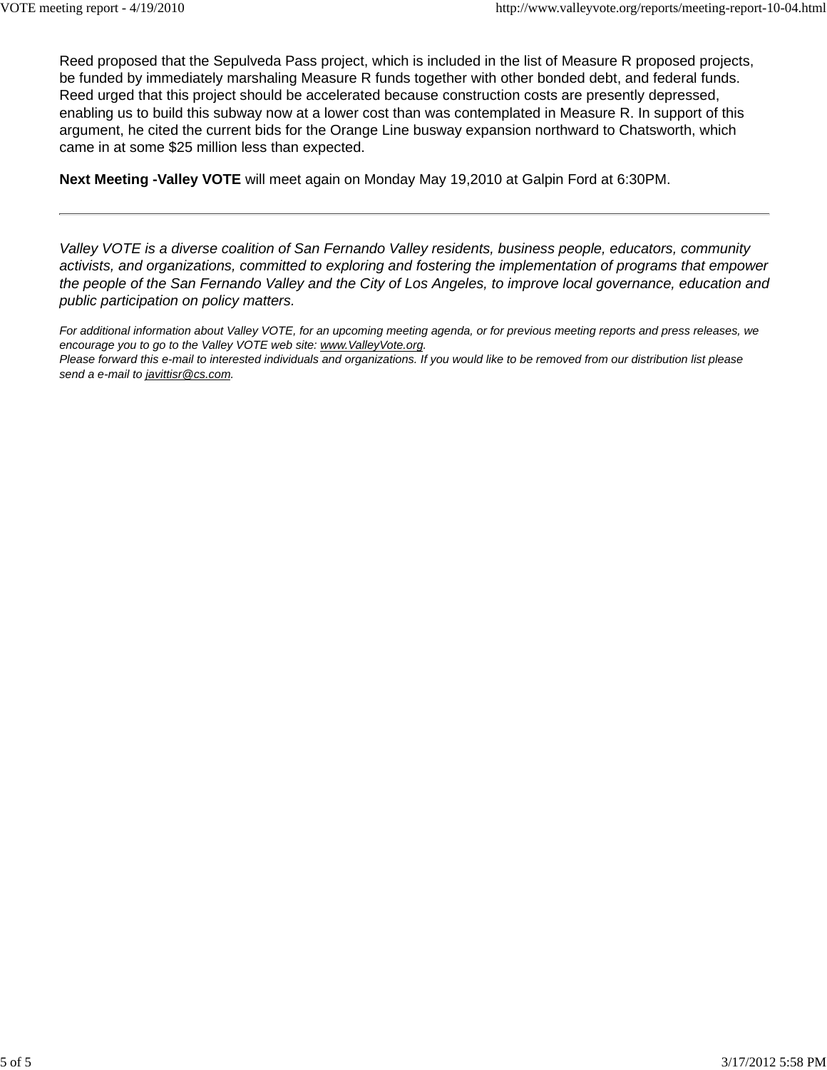Reed proposed that the Sepulveda Pass project, which is included in the list of Measure R proposed projects, be funded by immediately marshaling Measure R funds together with other bonded debt, and federal funds. Reed urged that this project should be accelerated because construction costs are presently depressed, enabling us to build this subway now at a lower cost than was contemplated in Measure R. In support of this argument, he cited the current bids for the Orange Line busway expansion northward to Chatsworth, which came in at some $25 million less than expected.

**Next Meeting -Valley VOTE** will meet again on Monday May 19,2010 at Galpin Ford at 6:30PM.

---

*Valley VOTE is a diverse coalition of San Fernando Valley residents, business people, educators, community activists, and organizations, committed to exploring and fostering the implementation of programs that empower the people of the San Fernando Valley and the City of Los Angeles, to improve local governance, education and public participation on policy matters.*

*For additional information about Valley VOTE, for an upcoming meeting agenda, or for previous meeting reports and press releases, we encourage you to go to the Valley VOTE web site: www.ValleyVote.org.*
*Please forward this e-mail to interested individuals and organizations. If you would like to be removed from our distribution list please send a e-mail to javittisr@cs.com.*